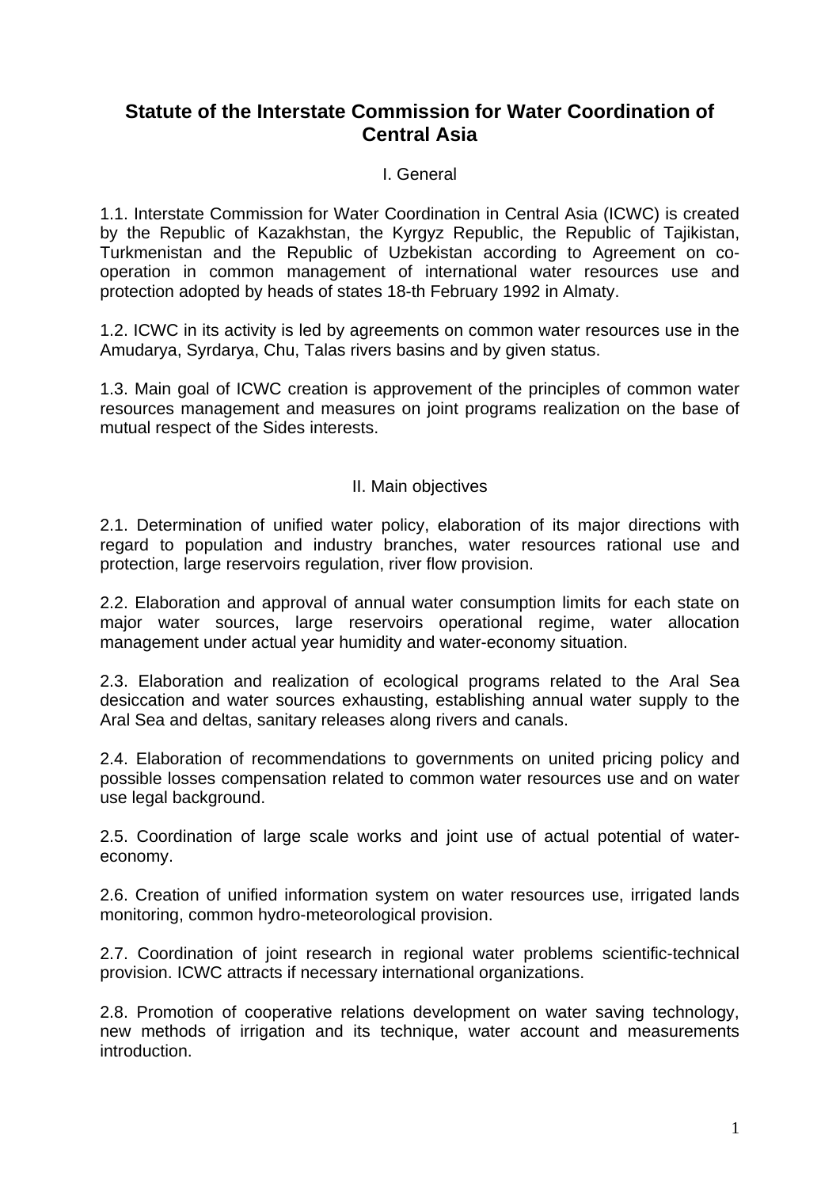# Statute of the Interstate Commission for Water Coordination of Central Asia

## I. General

1.1. Interstate Commission for Water Coordination in Central Asia (ICWC) is created by the Republic of Kazakhstan, the Kyrgyz Republic, the Republic of Tajikistan, Turkmenistan and the Republic of Uzbekistan according to Agreement on co-operation in common management of international water resources use and protection adopted by heads of states 18-th February 1992 in Almaty.

1.2. ICWC in its activity is led by agreements on common water resources use in the Amudarya, Syrdarya, Chu, Talas rivers basins and by given status.

1.3. Main goal of ICWC creation is approvement of the principles of common water resources management and measures on joint programs realization on the base of mutual respect of the Sides interests.

## II. Main objectives

2.1. Determination of unified water policy, elaboration of its major directions with regard to population and industry branches, water resources rational use and protection, large reservoirs regulation, river flow provision.

2.2. Elaboration and approval of annual water consumption limits for each state on major water sources, large reservoirs operational regime, water allocation management under actual year humidity and water-economy situation.

2.3. Elaboration and realization of ecological programs related to the Aral Sea desiccation and water sources exhausting, establishing annual water supply to the Aral Sea and deltas, sanitary releases along rivers and canals.

2.4. Elaboration of recommendations to governments on united pricing policy and possible losses compensation related to common water resources use and on water use legal background.

2.5. Coordination of large scale works and joint use of actual potential of water-economy.

2.6. Creation of unified information system on water resources use, irrigated lands monitoring, common hydro-meteorological provision.

2.7. Coordination of joint research in regional water problems scientific-technical provision. ICWC attracts if necessary international organizations.

2.8. Promotion of cooperative relations development on water saving technology, new methods of irrigation and its technique, water account and measurements introduction.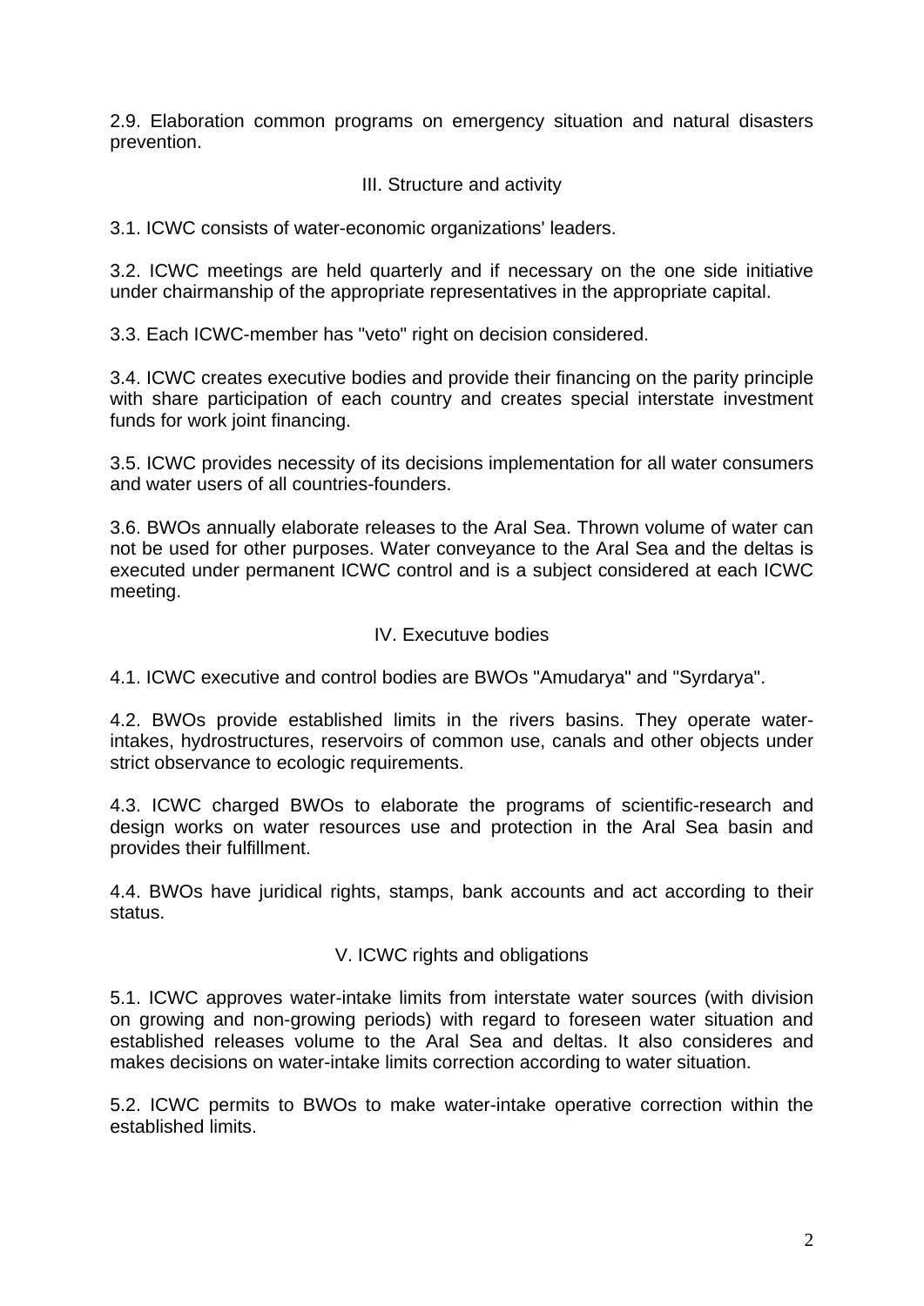2.9. Elaboration common programs on emergency situation and natural disasters prevention.

## III. Structure and activity

3.1. ICWC consists of water-economic organizations' leaders.

3.2. ICWC meetings are held quarterly and if necessary on the one side initiative under chairmanship of the appropriate representatives in the appropriate capital.

3.3. Each ICWC-member has "veto" right on decision considered.

3.4. ICWC creates executive bodies and provide their financing on the parity principle with share participation of each country and creates special interstate investment funds for work joint financing.

3.5. ICWC provides necessity of its decisions implementation for all water consumers and water users of all countries-founders.

3.6. BWOs annually elaborate releases to the Aral Sea. Thrown volume of water can not be used for other purposes. Water conveyance to the Aral Sea and the deltas is executed under permanent ICWC control and is a subject considered at each ICWC meeting.

## IV. Executuve bodies

4.1. ICWC executive and control bodies are BWOs "Amudarya" and "Syrdarya".

4.2. BWOs provide established limits in the rivers basins. They operate water-intakes, hydrostructures, reservoirs of common use, canals and other objects under strict observance to ecologic requirements.

4.3. ICWC charged BWOs to elaborate the programs of scientific-research and design works on water resources use and protection in the Aral Sea basin and provides their fulfillment.

4.4. BWOs have juridical rights, stamps, bank accounts and act according to their status.

## V. ICWC rights and obligations

5.1. ICWC approves water-intake limits from interstate water sources (with division on growing and non-growing periods) with regard to foreseen water situation and established releases volume to the Aral Sea and deltas. It also consideres and makes decisions on water-intake limits correction according to water situation.

5.2. ICWC permits to BWOs to make water-intake operative correction within the established limits.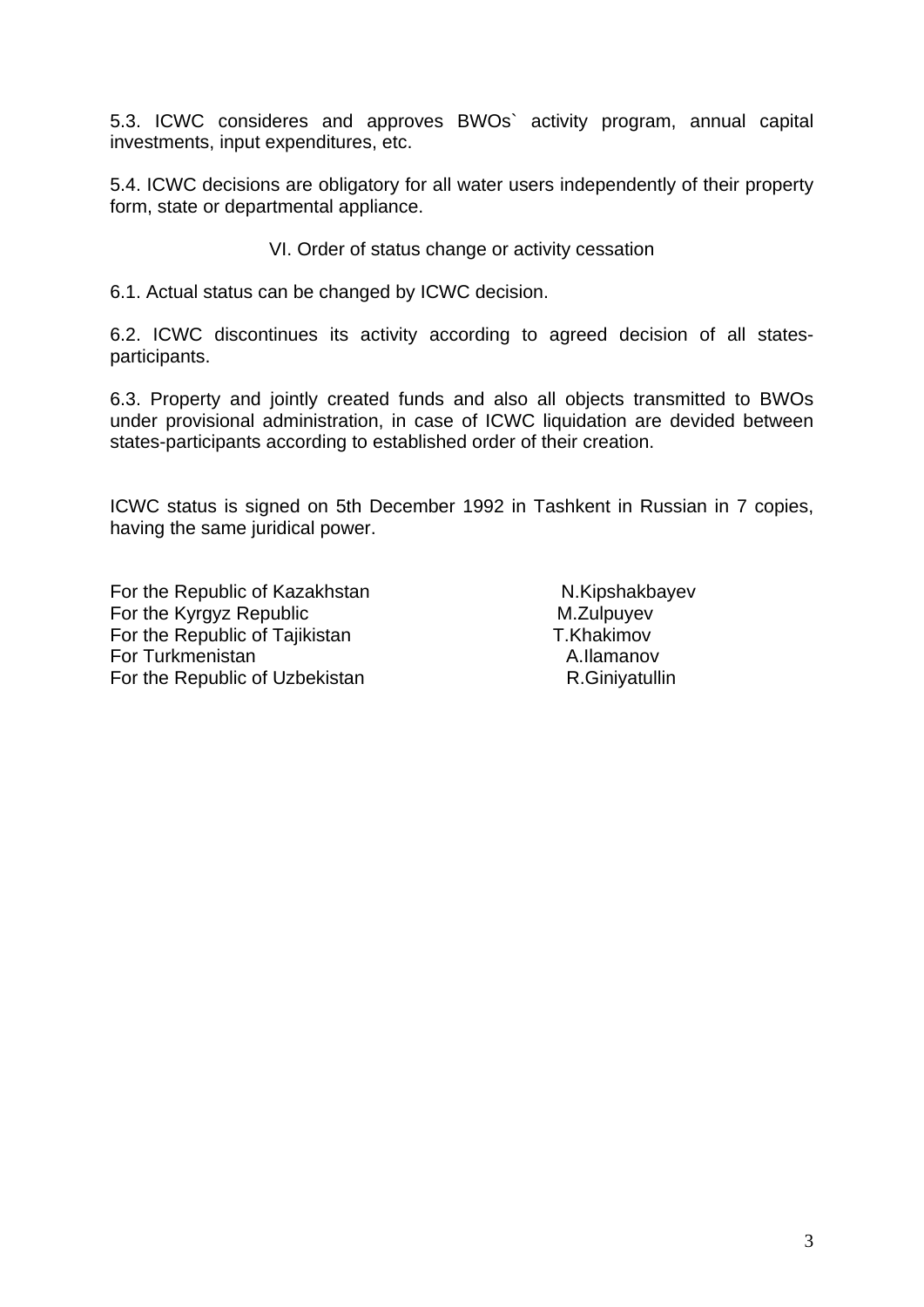5.3. ICWC consideres and approves BWOs` activity program, annual capital investments, input expenditures, etc.

5.4. ICWC decisions are obligatory for all water users independently of their property form, state or departmental appliance.

## VI. Order of status change or activity cessation

6.1. Actual status can be changed by ICWC decision.

6.2. ICWC discontinues its activity according to agreed decision of all states-participants.

6.3. Property and jointly created funds and also all objects transmitted to BWOs under provisional administration, in case of ICWC liquidation are devided between states-participants according to established order of their creation.

ICWC status is signed on 5th December 1992 in Tashkent in Russian in 7 copies, having the same juridical power.

| | |
|---|---|
| For the Republic of Kazakhstan | N.Kipshakbayev |
| For the Kyrgyz Republic | M.Zulpuyev |
| For the Republic of Tajikistan | T.Khakimov |
| For Turkmenistan | A.Ilamanov |
| For the Republic of Uzbekistan | R.Giniyatullin |